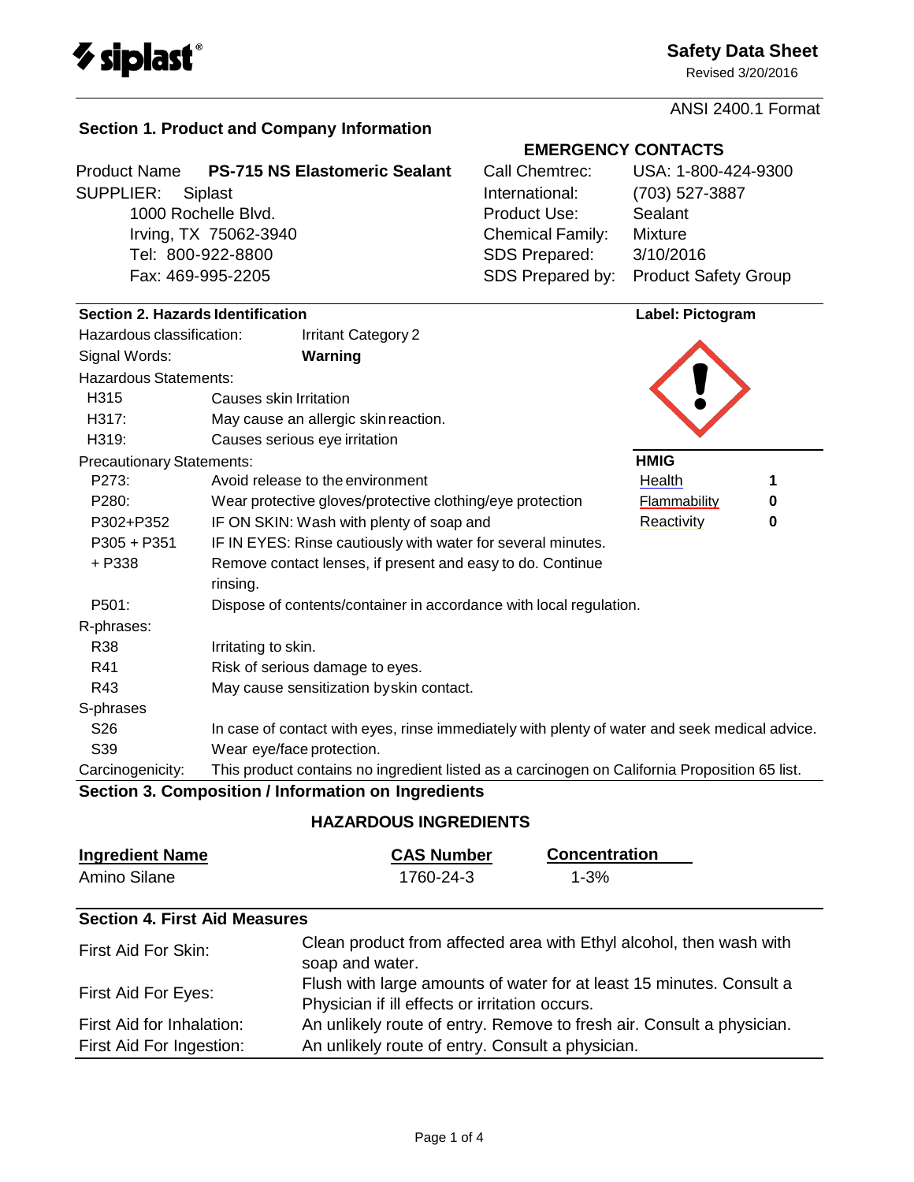**siplast**

# Safety Data Sheet

Revised 3/20/2016

ANSI 2400.1 Format

## Section 1. Product and Company Information

| | |
|---|---|
| Product Name | **PS-715 NS Elastomeric Sealant** |
| SUPPLIER: | Siplast<br>1000 Rochelle Blvd.<br>Irving, TX 75062-3940<br>Tel: 800-922-8800<br>Fax: 469-995-2205 |

**EMERGENCY CONTACTS**

| | |
|---|---|
| Call Chemtrec: | USA: 1-800-424-9300 |
| International: | (703) 527-3887 |
| Product Use: | Sealant |
| Chemical Family: | Mixture |
| SDS Prepared: | 3/10/2016 |
| SDS Prepared by: | Product Safety Group |

## Section 2. Hazards Identification

**Label: Pictogram**

Hazardous classification: Irritant Category 2

Signal Words: **Warning**

Hazardous Statements:

| | |
|---|---|
| H315 | Causes skin Irritation |
| H317: | May cause an allergic skin reaction. |
| H319: | Causes serious eye irritation |

**HMIG**

| | |
|---|---|
| Health | **1** |
| Flammability | **0** |
| Reactivity | **0** |

Precautionary Statements:

| | |
|---|---|
| P273: | Avoid release to the environment |
| P280: | Wear protective gloves/protective clothing/eye protection |
| P302+P352 | IF ON SKIN: Wash with plenty of soap and |
| P305 + P351 + P338 | IF IN EYES: Rinse cautiously with water for several minutes. Remove contact lenses, if present and easy to do. Continue rinsing. |
| P501: | Dispose of contents/container in accordance with local regulation. |

R-phrases:

| | |
|---|---|
| R38 | Irritating to skin. |
| R41 | Risk of serious damage to eyes. |
| R43 | May cause sensitization by skin contact. |

S-phrases

| | |
|---|---|
| S26 | In case of contact with eyes, rinse immediately with plenty of water and seek medical advice. |
| S39 | Wear eye/face protection. |

Carcinogenicity: This product contains no ingredient listed as a carcinogen on California Proposition 65 list.

## Section 3. Composition / Information on Ingredients

**HAZARDOUS INGREDIENTS**

| Ingredient Name | CAS Number | Concentration |
|---|---|---|
| Amino Silane | 1760-24-3 | 1-3% |

## Section 4. First Aid Measures

| | |
|---|---|
| First Aid For Skin: | Clean product from affected area with Ethyl alcohol, then wash with soap and water. |
| First Aid For Eyes: | Flush with large amounts of water for at least 15 minutes. Consult a Physician if ill effects or irritation occurs. |
| First Aid for Inhalation: | An unlikely route of entry. Remove to fresh air. Consult a physician. |
| First Aid For Ingestion: | An unlikely route of entry. Consult a physician. |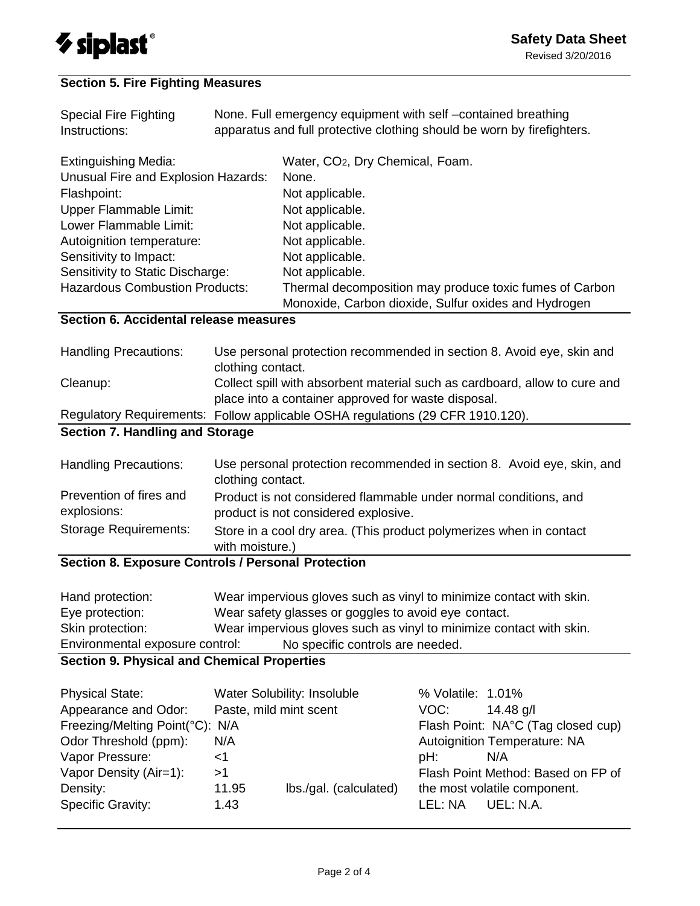## Section 5. Fire Fighting Measures

| | |
|---|---|
| Special Fire Fighting Instructions: | None. Full emergency equipment with self –contained breathing apparatus and full protective clothing should be worn by firefighters. |

| | |
|---|---|
| Extinguishing Media: | Water, $CO_2$, Dry Chemical, Foam. |
| Unusual Fire and Explosion Hazards: | None. |
| Flashpoint: | Not applicable. |
| Upper Flammable Limit: | Not applicable. |
| Lower Flammable Limit: | Not applicable. |
| Autoignition temperature: | Not applicable. |
| Sensitivity to Impact: | Not applicable. |
| Sensitivity to Static Discharge: | Not applicable. |
| Hazardous Combustion Products: | Thermal decomposition may produce toxic fumes of Carbon Monoxide, Carbon dioxide, Sulfur oxides and Hydrogen |

## Section 6. Accidental release measures

| | |
|---|---|
| Handling Precautions: | Use personal protection recommended in section 8. Avoid eye, skin and clothing contact. |
| Cleanup: | Collect spill with absorbent material such as cardboard, allow to cure and place into a container approved for waste disposal. |
| Regulatory Requirements: | Follow applicable OSHA regulations (29 CFR 1910.120). |

## Section 7. Handling and Storage

| | |
|---|---|
| Handling Precautions: | Use personal protection recommended in section 8. Avoid eye, skin, and clothing contact. |
| Prevention of fires and explosions: | Product is not considered flammable under normal conditions, and product is not considered explosive. |
| Storage Requirements: | Store in a cool dry area. (This product polymerizes when in contact with moisture.) |

## Section 8. Exposure Controls / Personal Protection

| | |
|---|---|
| Hand protection: | Wear impervious gloves such as vinyl to minimize contact with skin. |
| Eye protection: | Wear safety glasses or goggles to avoid eye contact. |
| Skin protection: | Wear impervious gloves such as vinyl to minimize contact with skin. |
| Environmental exposure control: | No specific controls are needed. |

## Section 9. Physical and Chemical Properties

| | | | |
|---|---|---|---|
| Physical State: | Water Solubility: Insoluble | | % Volatile: 1.01% |
| Appearance and Odor: | Paste, mild mint scent | | VOC: 14.48 g/l |
| Freezing/Melting Point(°C): | N/A | | Flash Point: NA°C (Tag closed cup) |
| Odor Threshold (ppm): | N/A | | Autoignition Temperature: NA |
| Vapor Pressure: | <1 | | pH: N/A |
| Vapor Density (Air=1): | >1 | | Flash Point Method: Based on FP of |
| Density: | 11.95 | lbs./gal. (calculated) | the most volatile component. |
| Specific Gravity: | 1.43 | | LEL: NA UEL: N.A. |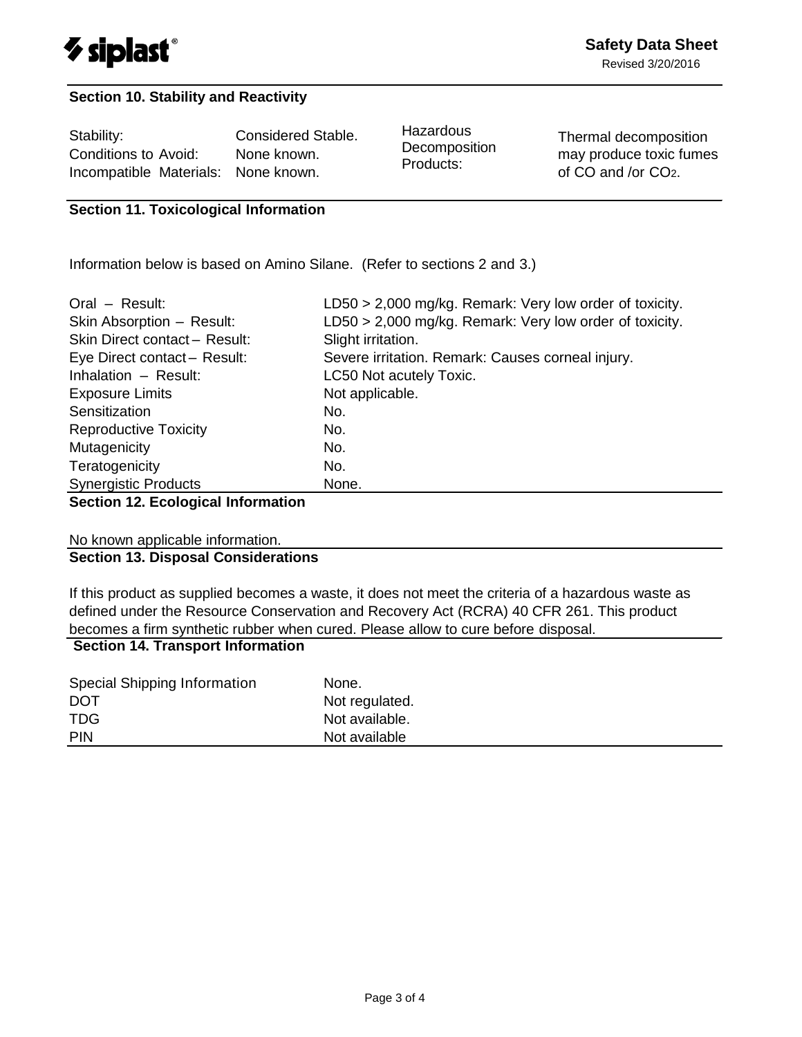## Section 10. Stability and Reactivity

| | | | |
|---|---|---|---|
| Stability: | Considered Stable. | Hazardous Decomposition Products: | Thermal decomposition may produce toxic fumes of CO and /or $CO_2$. |
| Conditions to Avoid: | None known. | | |
| Incompatible Materials: | None known. | | |

## Section 11. Toxicological Information

Information below is based on Amino Silane. (Refer to sections 2 and 3.)

| | |
|---|---|
| Oral – Result: | LD50 > 2,000 mg/kg. Remark: Very low order of toxicity. |
| Skin Absorption – Result: | LD50 > 2,000 mg/kg. Remark: Very low order of toxicity. |
| Skin Direct contact – Result: | Slight irritation. |
| Eye Direct contact – Result: | Severe irritation. Remark: Causes corneal injury. |
| Inhalation – Result: | LC50 Not acutely Toxic. |
| Exposure Limits | Not applicable. |
| Sensitization | No. |
| Reproductive Toxicity | No. |
| Mutagenicity | No. |
| Teratogenicity | No. |
| Synergistic Products | None. |

## Section 12. Ecological Information

No known applicable information.

## Section 13. Disposal Considerations

If this product as supplied becomes a waste, it does not meet the criteria of a hazardous waste as defined under the Resource Conservation and Recovery Act (RCRA) 40 CFR 261. This product becomes a firm synthetic rubber when cured. Please allow to cure before disposal.

## Section 14. Transport Information

| | |
|---|---|
| Special Shipping Information | None. |
| DOT | Not regulated. |
| TDG | Not available. |
| PIN | Not available |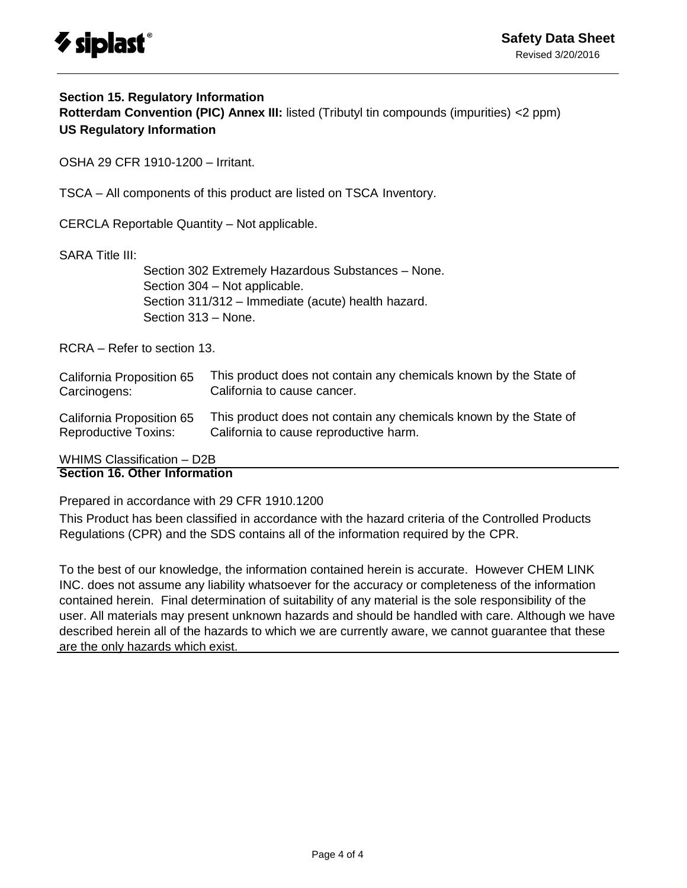## Section 15. Regulatory Information

**Rotterdam Convention (PIC) Annex III:** listed (Tributyl tin compounds (impurities) <2 ppm)

**US Regulatory Information**

OSHA 29 CFR 1910-1200 – Irritant.

TSCA – All components of this product are listed on TSCA Inventory.

CERCLA Reportable Quantity – Not applicable.

SARA Title III:

- Section 302 Extremely Hazardous Substances – None.
- Section 304 – Not applicable.
- Section 311/312 – Immediate (acute) health hazard.
- Section 313 – None.

RCRA – Refer to section 13.

| | |
|---|---|
| California Proposition 65 Carcinogens: | This product does not contain any chemicals known by the State of California to cause cancer. |
| California Proposition 65 Reproductive Toxins: | This product does not contain any chemicals known by the State of California to cause reproductive harm. |

WHIMS Classification – D2B

## Section 16. Other Information

Prepared in accordance with 29 CFR 1910.1200

This Product has been classified in accordance with the hazard criteria of the Controlled Products Regulations (CPR) and the SDS contains all of the information required by the CPR.

To the best of our knowledge, the information contained herein is accurate. However CHEM LINK INC. does not assume any liability whatsoever for the accuracy or completeness of the information contained herein. Final determination of suitability of any material is the sole responsibility of the user. All materials may present unknown hazards and should be handled with care. Although we have described herein all of the hazards to which we are currently aware, we cannot guarantee that these are the only hazards which exist.